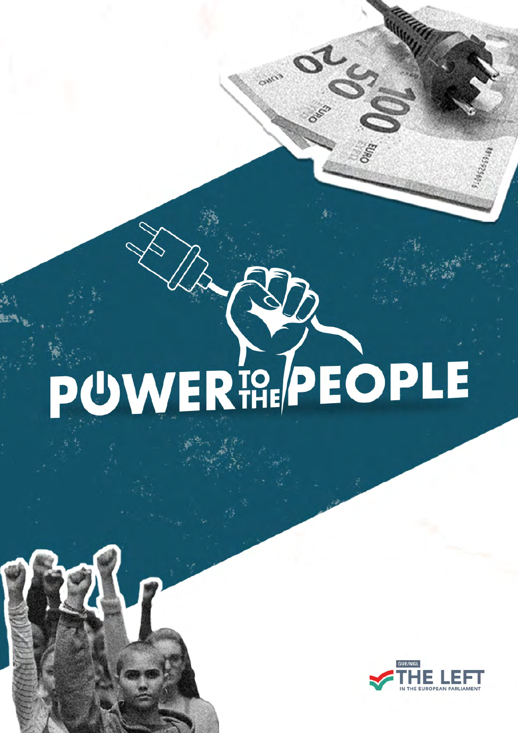# POWER TO THE PEOPLE

GUE/NGL
THE LEFT
IN THE EUROPEAN PARLIAMENT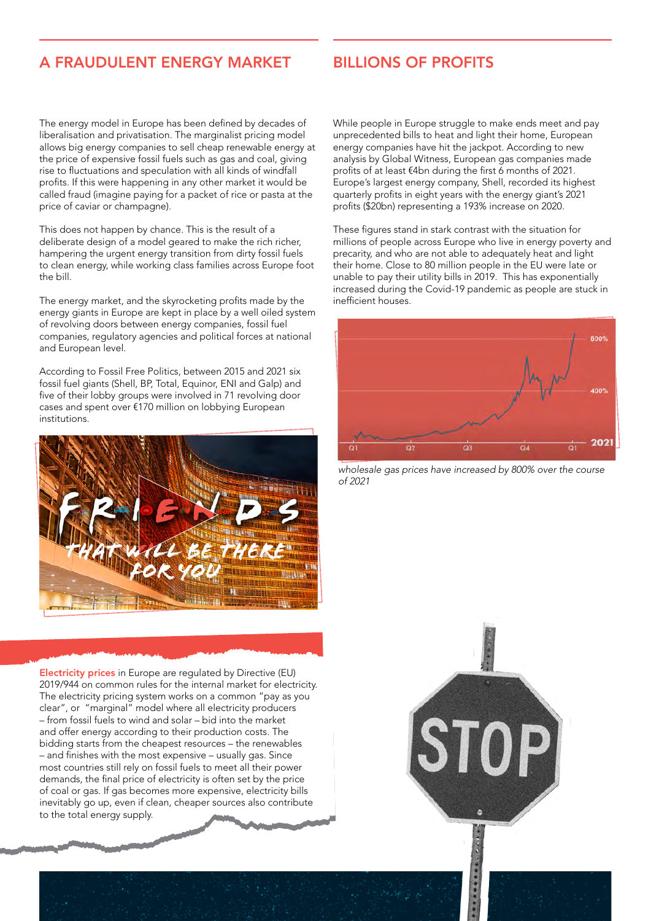## A FRAUDULENT ENERGY MARKET

The energy model in Europe has been defined by decades of liberalisation and privatisation. The marginalist pricing model allows big energy companies to sell cheap renewable energy at the price of expensive fossil fuels such as gas and coal, giving rise to fluctuations and speculation with all kinds of windfall profits. If this were happening in any other market it would be called fraud (imagine paying for a packet of rice or pasta at the price of caviar or champagne).

This does not happen by chance. This is the result of a deliberate design of a model geared to make the rich richer, hampering the urgent energy transition from dirty fossil fuels to clean energy, while working class families across Europe foot the bill.

The energy market, and the skyrocketing profits made by the energy giants in Europe are kept in place by a well oiled system of revolving doors between energy companies, fossil fuel companies, regulatory agencies and political forces at national and European level.

According to Fossil Free Politics, between 2015 and 2021 six fossil fuel giants (Shell, BP, Total, Equinor, ENI and Galp) and five of their lobby groups were involved in 71 revolving door cases and spent over €170 million on lobbying European institutions.

**Electricity prices** in Europe are regulated by Directive (EU) 2019/944 on common rules for the internal market for electricity. The electricity pricing system works on a common "pay as you clear", or "marginal" model where all electricity producers – from fossil fuels to wind and solar – bid into the market and offer energy according to their production costs. The bidding starts from the cheapest resources – the renewables – and finishes with the most expensive – usually gas. Since most countries still rely on fossil fuels to meet all their power demands, the final price of electricity is often set by the price of coal or gas. If gas becomes more expensive, electricity bills inevitably go up, even if clean, cheaper sources also contribute to the total energy supply.

## BILLIONS OF PROFITS

While people in Europe struggle to make ends meet and pay unprecedented bills to heat and light their home, European energy companies have hit the jackpot. According to new analysis by Global Witness, European gas companies made profits of at least €4bn during the first 6 months of 2021. Europe's largest energy company, Shell, recorded its highest quarterly profits in eight years with the energy giant's 2021 profits ($20bn) representing a 193% increase on 2020.

These figures stand in stark contrast with the situation for millions of people across Europe who live in energy poverty and precarity, and who are not able to adequately heat and light their home. Close to 80 million people in the EU were late or unable to pay their utility bills in 2019. This has exponentially increased during the Covid-19 pandemic as people are stuck in inefficient houses.

*wholesale gas prices have increased by 800% over the course of 2021*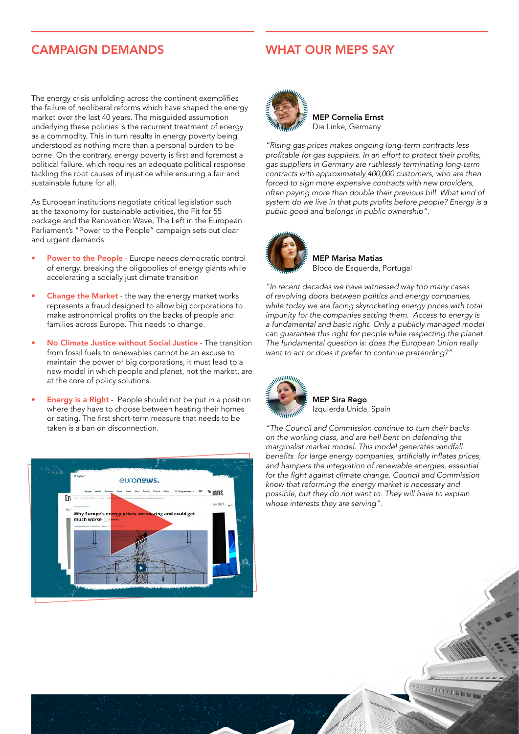## CAMPAIGN DEMANDS

The energy crisis unfolding across the continent exemplifies the failure of neoliberal reforms which have shaped the energy market over the last 40 years. The misguided assumption underlying these policies is the recurrent treatment of energy as a commodity. This in turn results in energy poverty being understood as nothing more than a personal burden to be borne. On the contrary, energy poverty is first and foremost a political failure, which requires an adequate political response tackling the root causes of injustice while ensuring a fair and sustainable future for all.

As European institutions negotiate critical legislation such as the taxonomy for sustainable activities, the Fit for 55 package and the Renovation Wave, The Left in the European Parliament's "Power to the People" campaign sets out clear and urgent demands:

- **Power to the People** - Europe needs democratic control of energy, breaking the oligopolies of energy giants while accelerating a socially just climate transition
- **Change the Market** - the way the energy market works represents a fraud designed to allow big corporations to make astronomical profits on the backs of people and families across Europe. This needs to change.
- **No Climate Justice without Social Justice** - The transition from fossil fuels to renewables cannot be an excuse to maintain the power of big corporations, it must lead to a new model in which people and planet, not the market, are at the core of policy solutions.
- **Energy is a Right** - People should not be put in a position where they have to choose between heating their homes or eating. The first short-term measure that needs to be taken is a ban on disconnection.

## WHAT OUR MEPS SAY

**MEP Cornelia Ernst**
Die Linke, Germany

*"Rising gas prices makes ongoing long-term contracts less profitable for gas suppliers. In an effort to protect their profits, gas suppliers in Germany are ruthlessly terminating long-term contracts with approximately 400,000 customers, who are then forced to sign more expensive contracts with new providers, often paying more than double their previous bill. What kind of system do we live in that puts profits before people? Energy is a public good and belongs in public ownership".*

**MEP Marisa Matias**
Bloco de Esquerda, Portugal

*"In recent decades we have witnessed way too many cases of revolving doors between politics and energy companies, while today we are facing skyrocketing energy prices with total impunity for the companies setting them. Access to energy is a fundamental and basic right. Only a publicly managed model can guarantee this right for people while respecting the planet. The fundamental question is: does the European Union really want to act or does it prefer to continue pretending?".*

**MEP Sira Rego**
Izquierda Unida, Spain

*"The Council and Commission continue to turn their backs on the working class, and are hell bent on defending the marginalist market model. This model generates windfall benefits for large energy companies, artificially inflates prices, and hampers the integration of renewable energies, essential for the fight against climate change. Council and Commission know that reforming the energy market is necessary and possible, but they do not want to. They will have to explain whose interests they are serving".*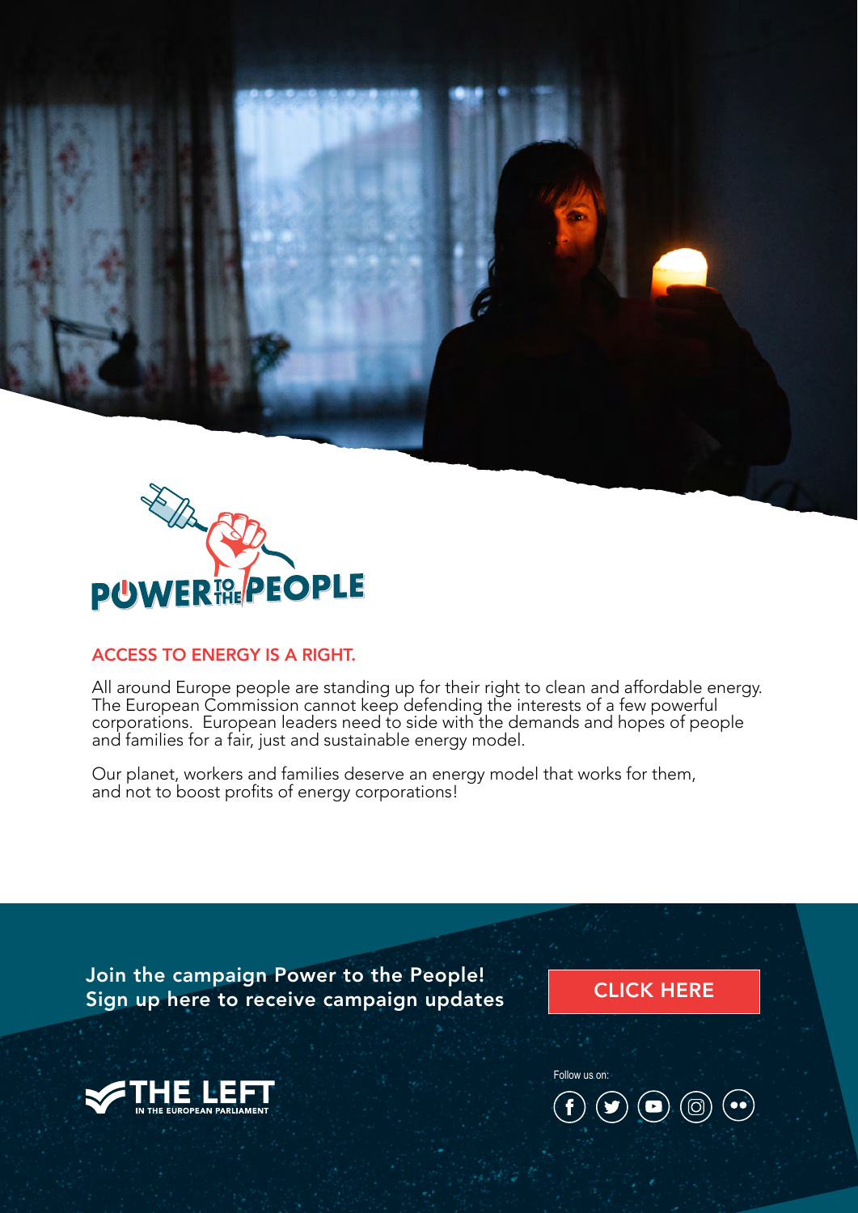# POWER TO THE PEOPLE

## ACCESS TO ENERGY IS A RIGHT.

All around Europe people are standing up for their right to clean and affordable energy. The European Commission cannot keep defending the interests of a few powerful corporations. European leaders need to side with the demands and hopes of people and families for a fair, just and sustainable energy model.

Our planet, workers and families deserve an energy model that works for them, and not to boost profits of energy corporations!

**Join the campaign Power to the People!**
**Sign up here to receive campaign updates**

CLICK HERE

THE LEFT IN THE EUROPEAN PARLIAMENT

Follow us on: